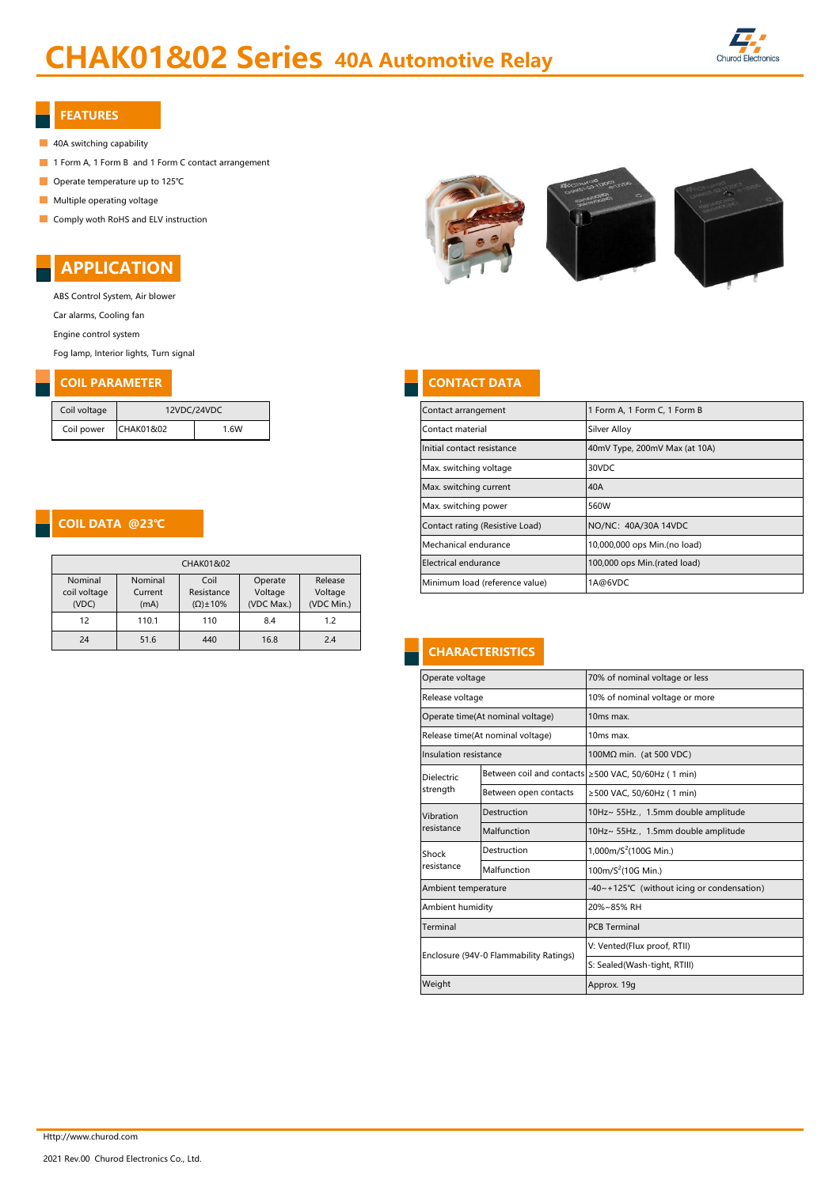# CHAK01&02 Series 40A Automotive Relay

Churod Electronics

## FEATURES

- 40A switching capability
- 1 Form A, 1 Form B and 1 Form C contact arrangement
- Operate temperature up to 125℃
- Multiple operating voltage
- Comply woth RoHS and ELV instruction

## APPLICATION

ABS Control System, Air blower

Car alarms, Cooling fan

Engine control system

Fog lamp, Interior lights, Turn signal

## COIL PARAMETER

| Coil voltage | 12VDC/24VDC | |
|---|---|---|
| Coil power | CHAK01&02 | 1.6W |

## COIL DATA @23℃

| CHAK01&02 | | | | |
|---|---|---|---|---|
| Nominal coil voltage (VDC) | Nominal Current (mA) | Coil Resistance (Ω)±10% | Operate Voltage (VDC Max.) | Release Voltage (VDC Min.) |
| 12 | 110.1 | 110 | 8.4 | 1.2 |
| 24 | 51.6 | 440 | 16.8 | 2.4 |

## CONTACT DATA

| Contact arrangement | 1 Form A, 1 Form C, 1 Form B |
|---|---|
| Contact material | Silver Alloy |
| Initial contact resistance | 40mV Type, 200mV Max (at 10A) |
| Max. switching voltage | 30VDC |
| Max. switching current | 40A |
| Max. switching power | 560W |
| Contact rating (Resistive Load) | NO/NC: 40A/30A 14VDC |
| Mechanical endurance | 10,000,000 ops Min.(no load) |
| Electrical endurance | 100,000 ops Min.(rated load) |
| Minimum load (reference value) | 1A@6VDC |

## CHARACTERISTICS

| Operate voltage | | 70% of nominal voltage or less |
|---|---|---|
| Release voltage | | 10% of nominal voltage or more |
| Operate time(At nominal voltage) | | 10ms max. |
| Release time(At nominal voltage) | | 10ms max. |
| Insulation resistance | | 100MΩ min. (at 500 VDC) |
| Dielectric strength | Between coil and contacts | ≥500 VAC, 50/60Hz ( 1 min) |
| | Between open contacts | ≥500 VAC, 50/60Hz ( 1 min) |
| Vibration resistance | Destruction | 10Hz~ 55Hz., 1.5mm double amplitude |
| | Malfunction | 10Hz~ 55Hz., 1.5mm double amplitude |
| Shock resistance | Destruction | 1,000m/$S^2$(100G Min.) |
| | Malfunction | 100m/$S^2$(10G Min.) |
| Ambient temperature | | -40~+125℃ (without icing or condensation) |
| Ambient humidity | | 20%~85% RH |
| Terminal | | PCB Terminal |
| Enclosure (94V-0 Flammability Ratings) | | V: Vented(Flux proof, RTII) |
| | | S: Sealed(Wash-tight, RTIII) |
| Weight | | Approx. 19g |

Http://www.churod.com

2021 Rev.00 Churod Electronics Co., Ltd.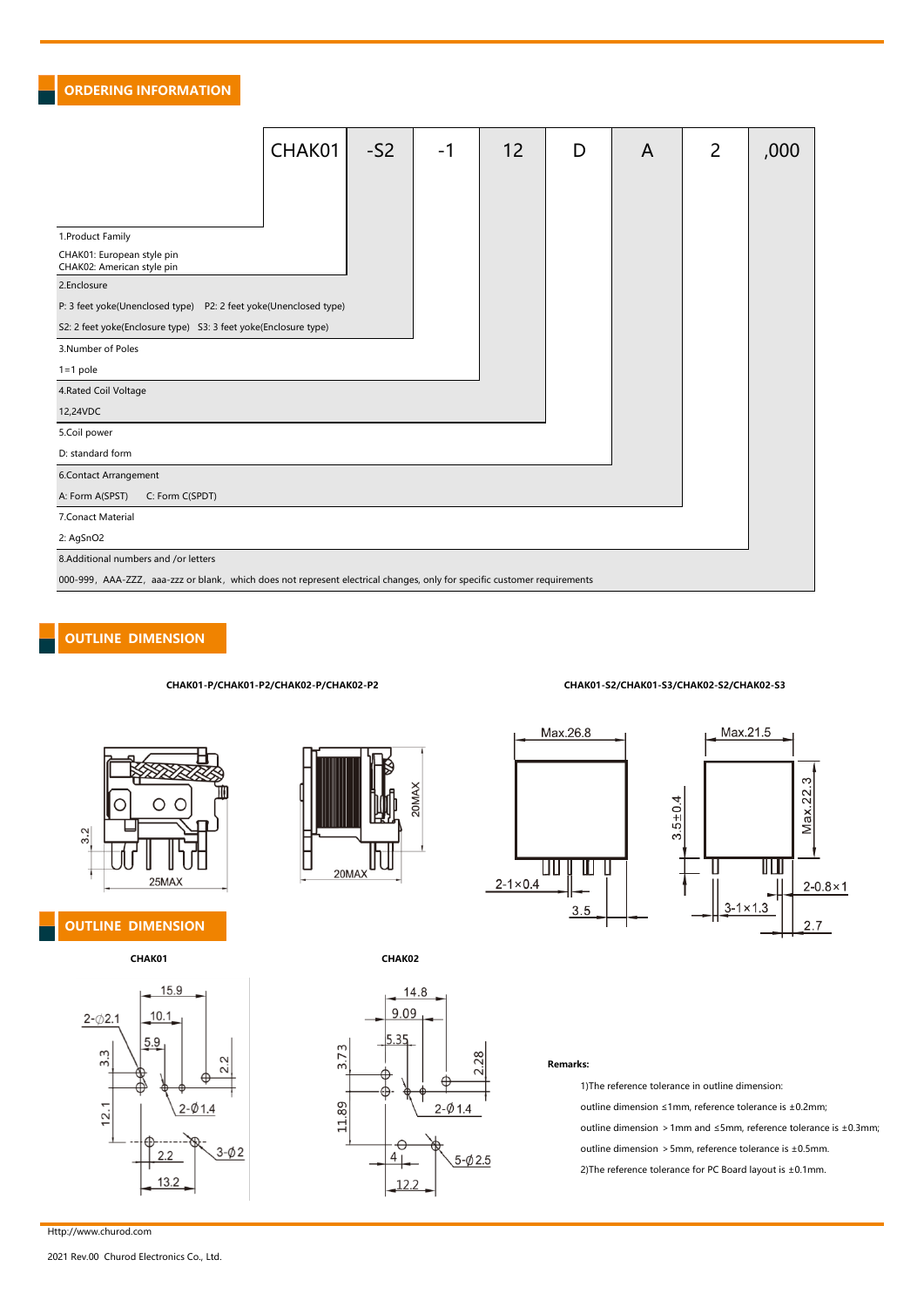## ORDERING INFORMATION

| CHAK01 | -S2 | -1 | 12 | D | A | 2 | ,000 |
|---|---|---|---|---|---|---|---|

1.Product Family

CHAK01: European style pin
CHAK02: American style pin

2.Enclosure

P: 3 feet yoke(Unenclosed type) P2: 2 feet yoke(Unenclosed type)

S2: 2 feet yoke(Enclosure type) S3: 3 feet yoke(Enclosure type)

3.Number of Poles

1=1 pole

4.Rated Coil Voltage

12,24VDC

5.Coil power

D: standard form

6.Contact Arrangement

A: Form A(SPST) C: Form C(SPDT)

7.Conact Material

2: AgSnO2

8.Additional numbers and /or letters

000-999，AAA-ZZZ，aaa-zzz or blank，which does not represent electrical changes, only for specific customer requirements

## OUTLINE DIMENSION

**CHAK01-P/CHAK01-P2/CHAK02-P/CHAK02-P2**

**CHAK01-S2/CHAK01-S3/CHAK02-S2/CHAK02-S3**

## OUTLINE DIMENSION

**CHAK01**

**CHAK02**

**Remarks:**

1)The reference tolerance in outline dimension:

outline dimension ≤1mm, reference tolerance is ±0.2mm;

outline dimension ＞1mm and ≤5mm, reference tolerance is ±0.3mm;

outline dimension ＞5mm, reference tolerance is ±0.5mm.

2)The reference tolerance for PC Board layout is ±0.1mm.

Http://www.churod.com

2021 Rev.00 Churod Electronics Co., Ltd.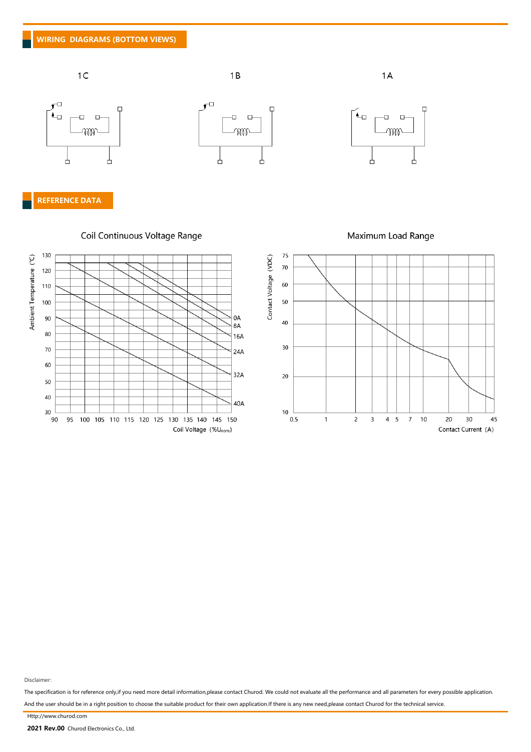## WIRING DIAGRAMS (BOTTOM VIEWS)

1C

1B

1A

## REFERENCE DATA

Coil Continuous Voltage Range

Ambient Temperature (℃)

130
120
110
100
90
80
70
60
50
40
30

90 95 100 105 110 115 120 125 130 135 140 145 150

Coil Voltage (%$U_{nom}$)

0A
8A
16A
24A
32A
40A

Maximum Load Range

Contact Voltage (VDC)

75
70
60
50
40
30
20
10

0.5 1 2 3 4 5 7 10 20 30 45

Contact Current (A)

Disclaimer:

The specification is for reference only,if you need more detail information,please contact Churod. We could not evaluate all the performance and all parameters for every possible application.

And the user should be in a right position to choose the suitable product for their own application.If there is any new need,please contact Churod for the technical service.

Http://www.churod.com

**2021 Rev.00** Churod Electronics Co., Ltd.